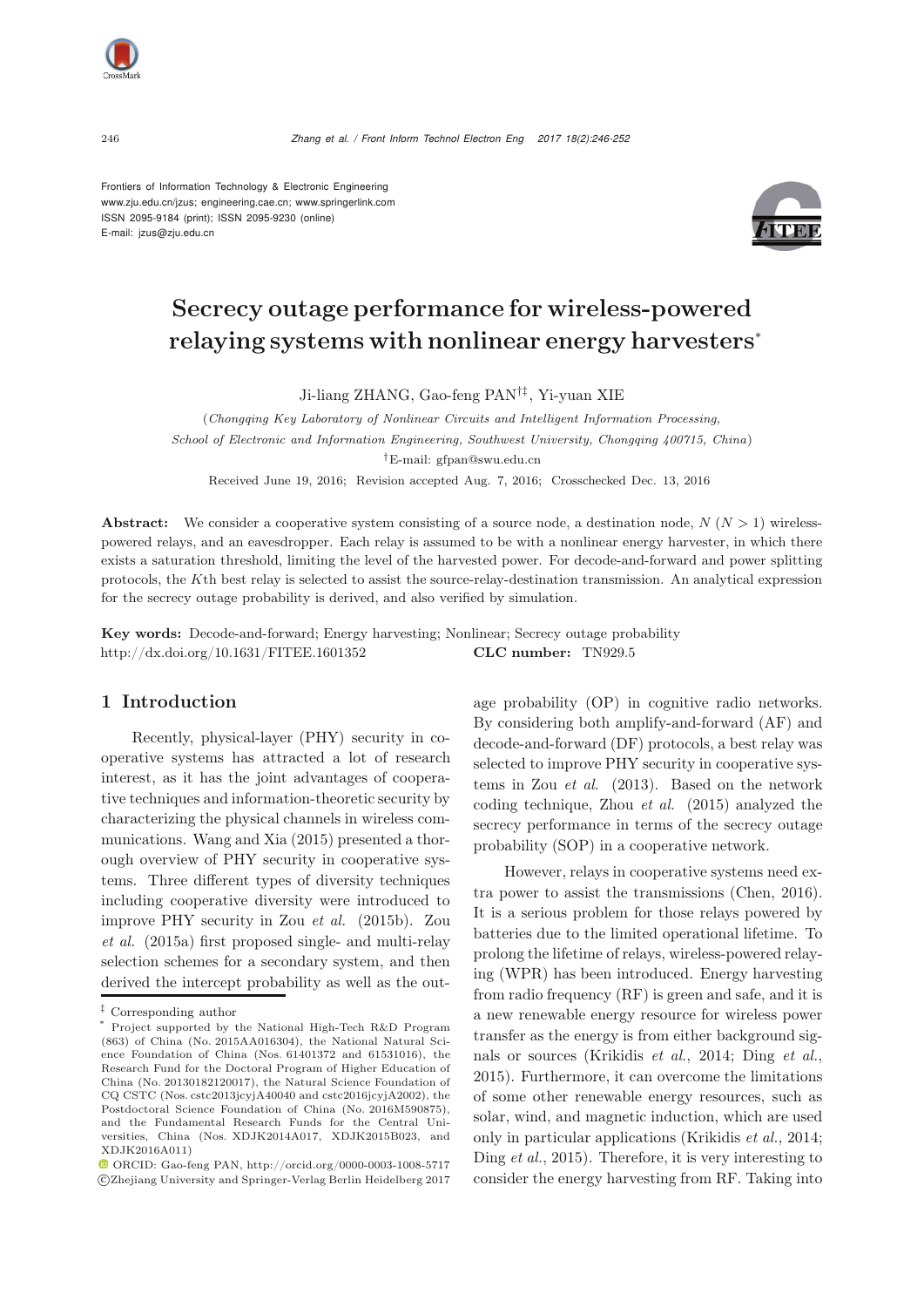Frontiers of Information Technology & Electronic Engineering
www.zju.edu.cn/jzus; engineering.cae.cn; www.springerlink.com
ISSN 2095-9184 (print); ISSN 2095-9230 (online)
E-mail: jzus@zju.edu.cn

# Secrecy outage performance for wireless-powered relaying systems with nonlinear energy harvesters*

Ji-liang ZHANG, Gao-feng PAN†‡, Yi-yuan XIE

(*Chongqing Key Laboratory of Nonlinear Circuits and Intelligent Information Processing, School of Electronic and Information Engineering, Southwest University, Chongqing 400715, China*)

†E-mail: gfpan@swu.edu.cn

Received June 19, 2016; Revision accepted Aug. 7, 2016; Crosschecked Dec. 13, 2016

**Abstract:** We consider a cooperative system consisting of a source node, a destination node, $N$ ($N > 1$) wireless-powered relays, and an eavesdropper. Each relay is assumed to be with a nonlinear energy harvester, in which there exists a saturation threshold, limiting the level of the harvested power. For decode-and-forward and power splitting protocols, the $K$th best relay is selected to assist the source-relay-destination transmission. An analytical expression for the secrecy outage probability is derived, and also verified by simulation.

**Key words:** Decode-and-forward; Energy harvesting; Nonlinear; Secrecy outage probability
http://dx.doi.org/10.1631/FITEE.1601352 **CLC number:** TN929.5

## 1 Introduction

Recently, physical-layer (PHY) security in cooperative systems has attracted a lot of research interest, as it has the joint advantages of cooperative techniques and information-theoretic security by characterizing the physical channels in wireless communications. Wang and Xia (2015) presented a thorough overview of PHY security in cooperative systems. Three different types of diversity techniques including cooperative diversity were introduced to improve PHY security in Zou *et al.* (2015b). Zou *et al.* (2015a) first proposed single- and multi-relay selection schemes for a secondary system, and then derived the intercept probability as well as the outage probability (OP) in cognitive radio networks. By considering both amplify-and-forward (AF) and decode-and-forward (DF) protocols, a best relay was selected to improve PHY security in cooperative systems in Zou *et al.* (2013). Based on the network coding technique, Zhou *et al.* (2015) analyzed the secrecy performance in terms of the secrecy outage probability (SOP) in a cooperative network.

However, relays in cooperative systems need extra power to assist the transmissions (Chen, 2016). It is a serious problem for those relays powered by batteries due to the limited operational lifetime. To prolong the lifetime of relays, wireless-powered relaying (WPR) has been introduced. Energy harvesting from radio frequency (RF) is green and safe, and it is a new renewable energy resource for wireless power transfer as the energy is from either background signals or sources (Krikidis *et al.*, 2014; Ding *et al.*, 2015). Furthermore, it can overcome the limitations of some other renewable energy resources, such as solar, wind, and magnetic induction, which are used only in particular applications (Krikidis *et al.*, 2014; Ding *et al.*, 2015). Therefore, it is very interesting to consider the energy harvesting from RF. Taking into

‡ Corresponding author

\* Project supported by the National High-Tech R&D Program (863) of China (No. 2015AA016304), the National Natural Science Foundation of China (Nos. 61401372 and 61531016), the Research Fund for the Doctoral Program of Higher Education of China (No. 20130182120017), the Natural Science Foundation of CQ CSTC (Nos. cstc2013jcyjA40040 and cstc2016jcyjA2002), the Postdoctoral Science Foundation of China (No. 2016M590875), and the Fundamental Research Funds for the Central Universities, China (Nos. XDJK2014A017, XDJK2015B023, and XDJK2016A011)

ORCID: Gao-feng PAN, http://orcid.org/0000-0003-1008-5717

©Zhejiang University and Springer-Verlag Berlin Heidelberg 2017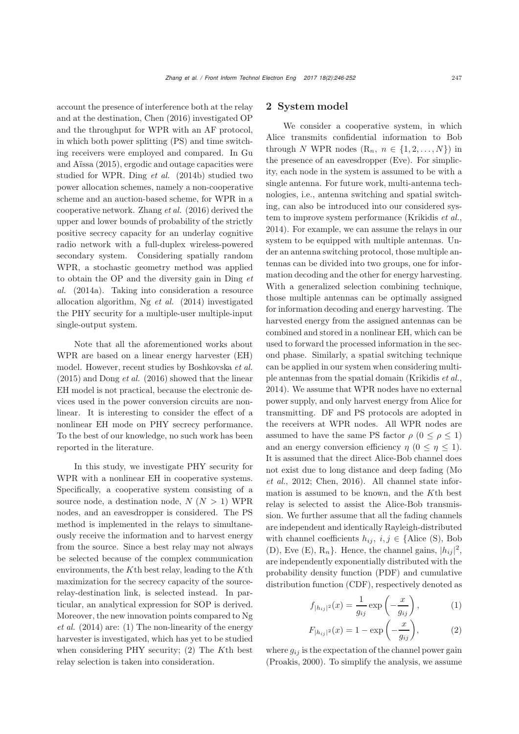account the presence of interference both at the relay and at the destination, Chen (2016) investigated OP and the throughput for WPR with an AF protocol, in which both power splitting (PS) and time switching receivers were employed and compared. In Gu and Aïssa (2015), ergodic and outage capacities were studied for WPR. Ding *et al.* (2014b) studied two power allocation schemes, namely a non-cooperative scheme and an auction-based scheme, for WPR in a cooperative network. Zhang *et al.* (2016) derived the upper and lower bounds of probability of the strictly positive secrecy capacity for an underlay cognitive radio network with a full-duplex wireless-powered secondary system. Considering spatially random WPR, a stochastic geometry method was applied to obtain the OP and the diversity gain in Ding *et al.* (2014a). Taking into consideration a resource allocation algorithm, Ng *et al.* (2014) investigated the PHY security for a multiple-user multiple-input single-output system.

Note that all the aforementioned works about WPR are based on a linear energy harvester (EH) model. However, recent studies by Boshkovska *et al.* (2015) and Dong *et al.* (2016) showed that the linear EH model is not practical, because the electronic devices used in the power conversion circuits are nonlinear. It is interesting to consider the effect of a nonlinear EH mode on PHY secrecy performance. To the best of our knowledge, no such work has been reported in the literature.

In this study, we investigate PHY security for WPR with a nonlinear EH in cooperative systems. Specifically, a cooperative system consisting of a source node, a destination node, $N$ ($N > 1$) WPR nodes, and an eavesdropper is considered. The PS method is implemented in the relays to simultaneously receive the information and to harvest energy from the source. Since a best relay may not always be selected because of the complex communication environments, the $K$th best relay, leading to the $K$th maximization for the secrecy capacity of the source-relay-destination link, is selected instead. In particular, an analytical expression for SOP is derived. Moreover, the new innovation points compared to Ng *et al.* (2014) are: (1) The non-linearity of the energy harvester is investigated, which has yet to be studied when considering PHY security; (2) The $K$th best relay selection is taken into consideration.

## 2 System model

We consider a cooperative system, in which Alice transmits confidential information to Bob through $N$ WPR nodes ($\mathrm{R}_n$, $n \in \{1, 2, \ldots, N\}$) in the presence of an eavesdropper (Eve). For simplicity, each node in the system is assumed to be with a single antenna. For future work, multi-antenna technologies, i.e., antenna switching and spatial switching, can also be introduced into our considered system to improve system performance (Krikidis *et al.*, 2014). For example, we can assume the relays in our system to be equipped with multiple antennas. Under an antenna switching protocol, those multiple antennas can be divided into two groups, one for information decoding and the other for energy harvesting. With a generalized selection combining technique, those multiple antennas can be optimally assigned for information decoding and energy harvesting. The harvested energy from the assigned antennas can be combined and stored in a nonlinear EH, which can be used to forward the processed information in the second phase. Similarly, a spatial switching technique can be applied in our system when considering multiple antennas from the spatial domain (Krikidis *et al.*, 2014). We assume that WPR nodes have no external power supply, and only harvest energy from Alice for transmitting. DF and PS protocols are adopted in the receivers at WPR nodes. All WPR nodes are assumed to have the same PS factor $\rho$ ($0 \leq \rho \leq 1$) and an energy conversion efficiency $\eta$ ($0 \leq \eta \leq 1$). It is assumed that the direct Alice-Bob channel does not exist due to long distance and deep fading (Mo *et al.*, 2012; Chen, 2016). All channel state information is assumed to be known, and the $K$th best relay is selected to assist the Alice-Bob transmission. We further assume that all the fading channels are independent and identically Rayleigh-distributed with channel coefficients $h_{ij}$, $i, j \in$ {Alice (S), Bob (D), Eve (E), $\mathrm{R}_n$}. Hence, the channel gains, $|h_{ij}|^2$, are independently exponentially distributed with the probability density function (PDF) and cumulative distribution function (CDF), respectively denoted as

$$f_{|h_{ij}|^2}(x) = \frac{1}{g_{ij}} \exp\left(-\frac{x}{g_{ij}}\right), \tag{1}$$

$$F_{|h_{ij}|^2}(x) = 1 - \exp\left(-\frac{x}{g_{ij}}\right), \tag{2}$$

where $g_{ij}$ is the expectation of the channel power gain (Proakis, 2000). To simplify the analysis, we assume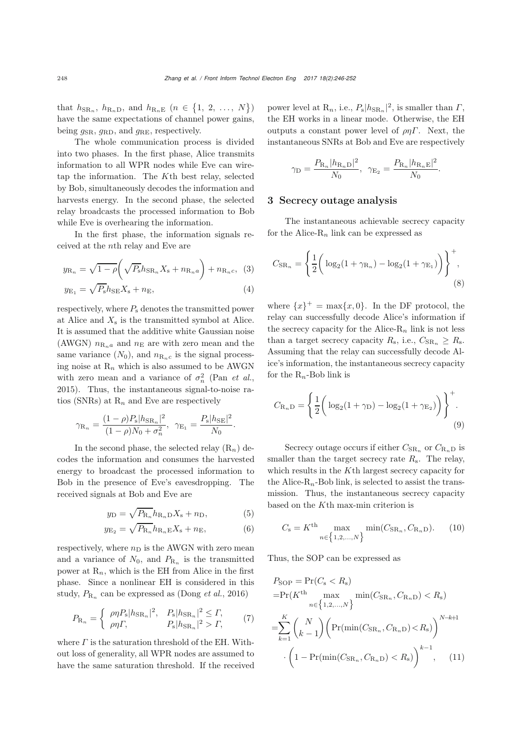that $h_{\mathrm{SR}_n}$, $h_{\mathrm{R}_n\mathrm{D}}$, and $h_{\mathrm{R}_n\mathrm{E}}$ ($n \in \{1, 2, \ldots, N\}$) have the same expectations of channel power gains, being $g_{\mathrm{SR}}$, $g_{\mathrm{RD}}$, and $g_{\mathrm{RE}}$, respectively.

The whole communication process is divided into two phases. In the first phase, Alice transmits information to all WPR nodes while Eve can wiretap the information. The $K$th best relay, selected by Bob, simultaneously decodes the information and harvests energy. In the second phase, the selected relay broadcasts the processed information to Bob while Eve is overhearing the information.

In the first phase, the information signals received at the $n$th relay and Eve are

$$y_{\mathrm{R}_n} = \sqrt{1-\rho}\left(\sqrt{P_{\mathrm{s}}}h_{\mathrm{SR}_n}X_{\mathrm{s}} + n_{\mathrm{R}_n a}\right) + n_{\mathrm{R}_n c}, \quad (3)$$

$$y_{\mathrm{E}_1} = \sqrt{P_{\mathrm{s}}}h_{\mathrm{SE}}X_{\mathrm{s}} + n_{\mathrm{E}}, \quad (4)$$

respectively, where $P_{\mathrm{s}}$ denotes the transmitted power at Alice and $X_{\mathrm{s}}$ is the transmitted symbol at Alice. It is assumed that the additive white Gaussian noise (AWGN) $n_{\mathrm{R}_n a}$ and $n_{\mathrm{E}}$ are with zero mean and the same variance ($N_0$), and $n_{\mathrm{R}_n c}$ is the signal processing noise at $\mathrm{R}_n$ which is also assumed to be AWGN with zero mean and a variance of $\sigma_n^2$ (Pan *et al.*, 2015). Thus, the instantaneous signal-to-noise ratios (SNRs) at $\mathrm{R}_n$ and Eve are respectively

$$\gamma_{\mathrm{R}_n} = \frac{(1-\rho)P_{\mathrm{s}}|h_{\mathrm{SR}_n}|^2}{(1-\rho)N_0 + \sigma_n^2}, \ \ \gamma_{\mathrm{E}_1} = \frac{P_{\mathrm{s}}|h_{\mathrm{SE}}|^2}{N_0}.$$

In the second phase, the selected relay ($\mathrm{R}_n$) decodes the information and consumes the harvested energy to broadcast the processed information to Bob in the presence of Eve's eavesdropping. The received signals at Bob and Eve are

$$y_{\mathrm{D}} = \sqrt{P_{\mathrm{R}_n}}h_{\mathrm{R}_n\mathrm{D}}X_{\mathrm{s}} + n_{\mathrm{D}}, \quad (5)$$

$$y_{\mathrm{E}_2} = \sqrt{P_{\mathrm{R}_n}}h_{\mathrm{R}_n\mathrm{E}}X_{\mathrm{s}} + n_{\mathrm{E}}, \quad (6)$$

respectively, where $n_{\mathrm{D}}$ is the AWGN with zero mean and a variance of $N_0$, and $P_{\mathrm{R}_n}$ is the transmitted power at $\mathrm{R}_n$, which is the EH from Alice in the first phase. Since a nonlinear EH is considered in this study, $P_{\mathrm{R}_n}$ can be expressed as (Dong *et al.*, 2016)

$$P_{\mathrm{R}_n} = \begin{cases} \rho\eta P_{\mathrm{s}}|h_{\mathrm{SR}_n}|^2, & P_{\mathrm{s}}|h_{\mathrm{SR}_n}|^2 \le \mathit{\Gamma}, \\ \rho\eta \mathit{\Gamma}, & P_{\mathrm{s}}|h_{\mathrm{SR}_n}|^2 > \mathit{\Gamma}, \end{cases} \quad (7)$$

where $\mathit{\Gamma}$ is the saturation threshold of the EH. Without loss of generality, all WPR nodes are assumed to have the same saturation threshold. If the received power level at $\mathrm{R}_n$, i.e., $P_{\mathrm{s}}|h_{\mathrm{SR}_n}|^2$, is smaller than $\mathit{\Gamma}$, the EH works in a linear mode. Otherwise, the EH outputs a constant power level of $\rho\eta\mathit{\Gamma}$. Next, the instantaneous SNRs at Bob and Eve are respectively

$$\gamma_{\mathrm{D}} = \frac{P_{\mathrm{R}_n}|h_{\mathrm{R}_n\mathrm{D}}|^2}{N_0}, \ \ \gamma_{\mathrm{E}_2} = \frac{P_{\mathrm{R}_n}|h_{\mathrm{R}_n\mathrm{E}}|^2}{N_0}.$$

## 3 Secrecy outage analysis

The instantaneous achievable secrecy capacity for the Alice-$\mathrm{R}_n$ link can be expressed as

$$C_{\mathrm{SR}_n} = \left\{\frac{1}{2}\left(\log_2(1+\gamma_{\mathrm{R}_n}) - \log_2(1+\gamma_{\mathrm{E}_1})\right)\right\}^+, \quad (8)$$

where $\{x\}^+ = \max\{x, 0\}$. In the DF protocol, the relay can successfully decode Alice's information if the secrecy capacity for the Alice-$\mathrm{R}_n$ link is not less than a target secrecy capacity $R_{\mathrm{s}}$, i.e., $C_{\mathrm{SR}_n} \ge R_{\mathrm{s}}$. Assuming that the relay can successfully decode Alice's information, the instantaneous secrecy capacity for the $\mathrm{R}_n$-Bob link is

$$C_{\mathrm{R}_n\mathrm{D}} = \left\{\frac{1}{2}\left(\log_2(1+\gamma_{\mathrm{D}}) - \log_2(1+\gamma_{\mathrm{E}_2})\right)\right\}^+. \quad (9)$$

Secrecy outage occurs if either $C_{\mathrm{SR}_n}$ or $C_{\mathrm{R}_n\mathrm{D}}$ is smaller than the target secrecy rate $R_{\mathrm{s}}$. The relay, which results in the $K$th largest secrecy capacity for the Alice-$\mathrm{R}_n$-Bob link, is selected to assist the transmission. Thus, the instantaneous secrecy capacity based on the $K$th max-min criterion is

$$C_{\mathrm{s}} = K^{\mathrm{th}} \max_{n\in\{1,2,\ldots,N\}} \min(C_{\mathrm{SR}_n}, C_{\mathrm{R}_n\mathrm{D}}). \quad (10)$$

Thus, the SOP can be expressed as

$$\begin{aligned} P_{\mathrm{SOP}} &= \Pr(C_{\mathrm{s}} < R_{\mathrm{s}}) \\ &= \Pr(K^{\mathrm{th}} \max_{n\in\{1,2,\ldots,N\}} \min(C_{\mathrm{SR}_n}, C_{\mathrm{R}_n\mathrm{D}}) < R_{\mathrm{s}}) \\ &= \sum_{k=1}^{K} \binom{N}{k-1} \left(\Pr(\min(C_{\mathrm{SR}_n}, C_{\mathrm{R}_n\mathrm{D}}) < R_{\mathrm{s}})\right)^{N-k+1} \\ &\quad \cdot \left(1 - \Pr(\min(C_{\mathrm{SR}_n}, C_{\mathrm{R}_n\mathrm{D}}) < R_{\mathrm{s}})\right)^{k-1}, \quad (11) \end{aligned}$$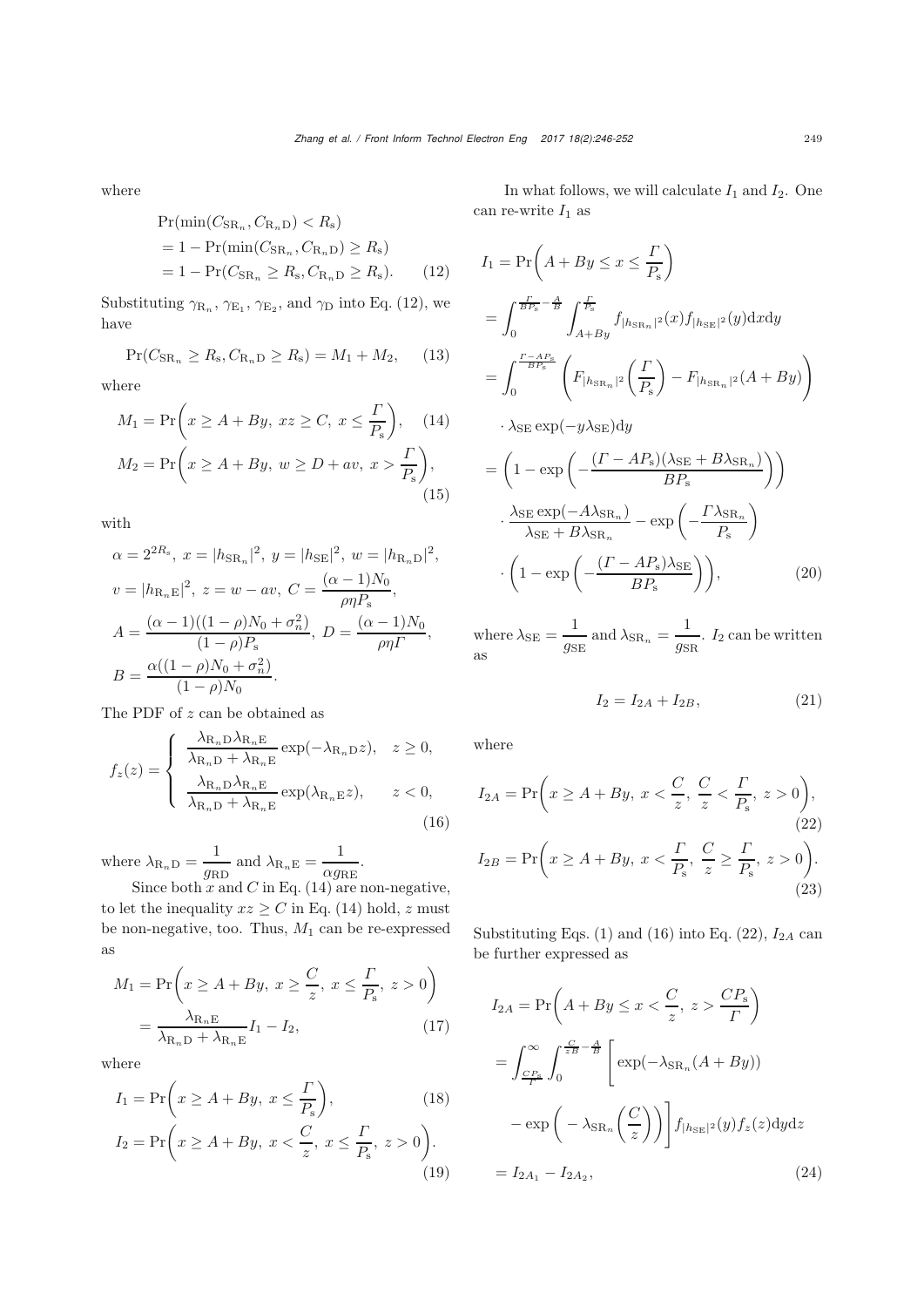where

$$
\begin{aligned}
&\Pr(\min(C_{\mathrm{SR}_n}, C_{\mathrm{R}_n\mathrm{D}}) < R_{\mathrm{s}}) \\
&= 1 - \Pr(\min(C_{\mathrm{SR}_n}, C_{\mathrm{R}_n\mathrm{D}}) \geq R_{\mathrm{s}}) \\
&= 1 - \Pr(C_{\mathrm{SR}_n} \geq R_{\mathrm{s}}, C_{\mathrm{R}_n\mathrm{D}} \geq R_{\mathrm{s}}). \qquad (12)
\end{aligned}
$$

Substituting $\gamma_{\mathrm{R}_n}$, $\gamma_{\mathrm{E}_1}$, $\gamma_{\mathrm{E}_2}$, and $\gamma_{\mathrm{D}}$ into Eq. (12), we have

$$
\Pr(C_{\mathrm{SR}_n} \geq R_{\mathrm{s}}, C_{\mathrm{R}_n\mathrm{D}} \geq R_{\mathrm{s}}) = M_1 + M_2, \qquad (13)
$$

where

$$
M_1 = \Pr\left(x \geq A + By,\ xz \geq C,\ x \leq \frac{\Gamma}{P_{\mathrm{s}}}\right), \qquad (14)
$$

$$
M_2 = \Pr\left(x \geq A + By,\ w \geq D + av,\ x > \frac{\Gamma}{P_{\mathrm{s}}}\right), \qquad (15)
$$

with

$$
\begin{aligned}
&\alpha = 2^{2R_{\mathrm{s}}},\ x = |h_{\mathrm{SR}_n}|^2,\ y = |h_{\mathrm{SE}}|^2,\ w = |h_{\mathrm{R}_n\mathrm{D}}|^2, \\
&v = |h_{\mathrm{R}_n\mathrm{E}}|^2,\ z = w - av,\ C = \frac{(\alpha - 1)N_0}{\rho\eta P_{\mathrm{s}}}, \\
&A = \frac{(\alpha - 1)((1-\rho)N_0 + \sigma_n^2)}{(1-\rho)P_{\mathrm{s}}},\ D = \frac{(\alpha - 1)N_0}{\rho\eta\Gamma}, \\
&B = \frac{\alpha((1-\rho)N_0 + \sigma_n^2)}{(1-\rho)N_0}.
\end{aligned}
$$

The PDF of $z$ can be obtained as

$$
f_z(z) = \begin{cases} \dfrac{\lambda_{\mathrm{R}_n\mathrm{D}}\lambda_{\mathrm{R}_n\mathrm{E}}}{\lambda_{\mathrm{R}_n\mathrm{D}} + \lambda_{\mathrm{R}_n\mathrm{E}}} \exp(-\lambda_{\mathrm{R}_n\mathrm{D}} z), & z \geq 0, \\[2ex] \dfrac{\lambda_{\mathrm{R}_n\mathrm{D}}\lambda_{\mathrm{R}_n\mathrm{E}}}{\lambda_{\mathrm{R}_n\mathrm{D}} + \lambda_{\mathrm{R}_n\mathrm{E}}} \exp(\lambda_{\mathrm{R}_n\mathrm{E}} z), & z < 0, \end{cases} \qquad (16)
$$

where $\lambda_{\mathrm{R}_n\mathrm{D}} = \dfrac{1}{g_{\mathrm{RD}}}$ and $\lambda_{\mathrm{R}_n\mathrm{E}} = \dfrac{1}{\alpha g_{\mathrm{RE}}}$.

Since both $x$ and $C$ in Eq. (14) are non-negative, to let the inequality $xz \geq C$ in Eq. (14) hold, $z$ must be non-negative, too. Thus, $M_1$ can be re-expressed as

$$
\begin{aligned}
M_1 &= \Pr\left(x \geq A + By,\ x \geq \frac{C}{z},\ x \leq \frac{\Gamma}{P_{\mathrm{s}}},\ z > 0\right) \\
&= \frac{\lambda_{\mathrm{R}_n\mathrm{E}}}{\lambda_{\mathrm{R}_n\mathrm{D}} + \lambda_{\mathrm{R}_n\mathrm{E}}} I_1 - I_2, \qquad (17)
\end{aligned}
$$

where

$$
I_1 = \Pr\left(x \geq A + By,\ x \leq \frac{\Gamma}{P_{\mathrm{s}}}\right), \qquad (18)
$$

$$
I_2 = \Pr\left(x \geq A + By,\ x < \frac{C}{z},\ x \leq \frac{\Gamma}{P_{\mathrm{s}}},\ z > 0\right). \qquad (19)
$$

In what follows, we will calculate $I_1$ and $I_2$. One can re-write $I_1$ as

$$
\begin{aligned}
I_1 &= \Pr\left(A + By \leq x \leq \frac{\Gamma}{P_{\mathrm{s}}}\right) \\
&= \int_0^{\frac{\Gamma}{BP_{\mathrm{s}}} - \frac{A}{B}} \int_{A+By}^{\frac{\Gamma}{P_{\mathrm{s}}}} f_{|h_{\mathrm{SR}_n}|^2}(x) f_{|h_{\mathrm{SE}}|^2}(y) \mathrm{d}x\mathrm{d}y \\
&= \int_0^{\frac{\Gamma - AP_{\mathrm{s}}}{BP_{\mathrm{s}}}} \left( F_{|h_{\mathrm{SR}_n}|^2}\left(\frac{\Gamma}{P_{\mathrm{s}}}\right) - F_{|h_{\mathrm{SR}_n}|^2}(A + By) \right) \\
&\quad \cdot \lambda_{\mathrm{SE}} \exp(-y\lambda_{\mathrm{SE}}) \mathrm{d}y \\
&= \left(1 - \exp\left(-\frac{(\Gamma - AP_{\mathrm{s}})(\lambda_{\mathrm{SE}} + B\lambda_{\mathrm{SR}_n})}{BP_{\mathrm{s}}}\right)\right) \\
&\quad \cdot \frac{\lambda_{\mathrm{SE}} \exp(-A\lambda_{\mathrm{SR}_n})}{\lambda_{\mathrm{SE}} + B\lambda_{\mathrm{SR}_n}} - \exp\left(-\frac{\Gamma\lambda_{\mathrm{SR}_n}}{P_{\mathrm{s}}}\right) \\
&\quad \cdot \left(1 - \exp\left(-\frac{(\Gamma - AP_{\mathrm{s}})\lambda_{\mathrm{SE}}}{BP_{\mathrm{s}}}\right)\right), \qquad (20)
\end{aligned}
$$

where $\lambda_{\mathrm{SE}} = \dfrac{1}{g_{\mathrm{SE}}}$ and $\lambda_{\mathrm{SR}_n} = \dfrac{1}{g_{\mathrm{SR}}}$. $I_2$ can be written as

$$
I_2 = I_{2A} + I_{2B}, \qquad (21)
$$

where

$$
I_{2A} = \Pr\left(x \geq A + By,\ x < \frac{C}{z},\ \frac{C}{z} < \frac{\Gamma}{P_{\mathrm{s}}},\ z > 0\right), \qquad (22)
$$

$$
I_{2B} = \Pr\left(x \geq A + By,\ x < \frac{\Gamma}{P_{\mathrm{s}}},\ \frac{C}{z} \geq \frac{\Gamma}{P_{\mathrm{s}}},\ z > 0\right). \qquad (23)
$$

Substituting Eqs. (1) and (16) into Eq. (22), $I_{2A}$ can be further expressed as

$$
\begin{aligned}
I_{2A} &= \Pr\left(A + By \leq x < \frac{C}{z},\ z > \frac{CP_{\mathrm{s}}}{\Gamma}\right) \\
&= \int_{\frac{CP_{\mathrm{s}}}{\Gamma}}^{\infty} \int_0^{\frac{C}{zB} - \frac{A}{B}} \Bigg[ \exp(-\lambda_{\mathrm{SR}_n}(A + By)) \\
&\quad - \exp\left(-\lambda_{\mathrm{SR}_n}\left(\frac{C}{z}\right)\right) \Bigg] f_{|h_{\mathrm{SE}}|^2}(y) f_z(z) \mathrm{d}y\mathrm{d}z \\
&= I_{2A_1} - I_{2A_2}, \qquad (24)
\end{aligned}
$$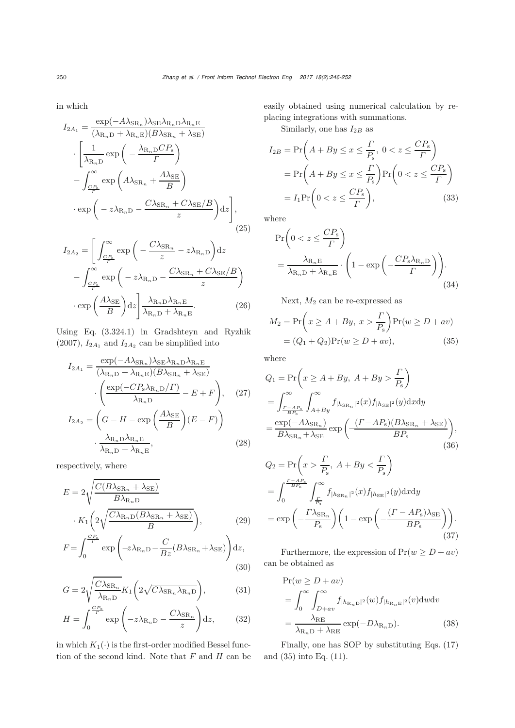in which

$$
\begin{aligned}
I_{2A_1} = & \frac{\exp(-A\lambda_{\mathrm{SR}_n})\lambda_{\mathrm{SE}}\lambda_{\mathrm{R}_n\mathrm{D}}\lambda_{\mathrm{R}_n\mathrm{E}}}{(\lambda_{\mathrm{R}_n\mathrm{D}}+\lambda_{\mathrm{R}_n\mathrm{E}})(B\lambda_{\mathrm{SR}_n}+\lambda_{\mathrm{SE}})} \\
& \cdot \left[\frac{1}{\lambda_{\mathrm{R}_n\mathrm{D}}}\exp\left(-\frac{\lambda_{\mathrm{R}_n\mathrm{D}}CP_{\mathrm{s}}}{\Gamma}\right) \right. \\
& - \int_{\frac{CP_{\mathrm{s}}}{\Gamma}}^{\infty}\exp\left(A\lambda_{\mathrm{SR}_n}+\frac{A\lambda_{\mathrm{SE}}}{B}\right) \\
& \left. \cdot \exp\left(-z\lambda_{\mathrm{R}_n\mathrm{D}}-\frac{C\lambda_{\mathrm{SR}_n}+C\lambda_{\mathrm{SE}}/B}{z}\right)\mathrm{d}z\right],
\end{aligned} \tag{25}
$$

$$
\begin{aligned}
I_{2A_2} = & \left[\int_{\frac{CP_{\mathrm{s}}}{\Gamma}}^{\infty}\exp\left(-\frac{C\lambda_{\mathrm{SR}_n}}{z}-z\lambda_{\mathrm{R}_n\mathrm{D}}\right)\mathrm{d}z \right. \\
& - \int_{\frac{CP_{\mathrm{s}}}{\Gamma}}^{\infty}\exp\left(-z\lambda_{\mathrm{R}_n\mathrm{D}}-\frac{C\lambda_{\mathrm{SR}_n}+C\lambda_{\mathrm{SE}}/B}{z}\right) \\
& \left. \cdot \exp\left(\frac{A\lambda_{\mathrm{SE}}}{B}\right)\mathrm{d}z\right]\frac{\lambda_{\mathrm{R}_n\mathrm{D}}\lambda_{\mathrm{R}_n\mathrm{E}}}{\lambda_{\mathrm{R}_n\mathrm{D}}+\lambda_{\mathrm{R}_n\mathrm{E}}}.
\end{aligned} \tag{26}
$$

Using Eq. (3.324.1) in Gradshteyn and Ryzhik (2007), $I_{2A_1}$ and $I_{2A_2}$ can be simplified into

$$
\begin{aligned}
I_{2A_1} = & \frac{\exp(-A\lambda_{\mathrm{SR}_n})\lambda_{\mathrm{SE}}\lambda_{\mathrm{R}_n\mathrm{D}}\lambda_{\mathrm{R}_n\mathrm{E}}}{(\lambda_{\mathrm{R}_n\mathrm{D}}+\lambda_{\mathrm{R}_n\mathrm{E}})(B\lambda_{\mathrm{SR}_n}+\lambda_{\mathrm{SE}})} \\
& \cdot \left(\frac{\exp(-CP_{\mathrm{s}}\lambda_{\mathrm{R}_n\mathrm{D}}/\Gamma)}{\lambda_{\mathrm{R}_n\mathrm{D}}}-E+F\right),
\end{aligned} \tag{27}
$$

$$
\begin{aligned}
I_{2A_2} = & \left(G-H-\exp\left(\frac{A\lambda_{\mathrm{SE}}}{B}\right)(E-F)\right) \\
& \cdot \frac{\lambda_{\mathrm{R}_n\mathrm{D}}\lambda_{\mathrm{R}_n\mathrm{E}}}{\lambda_{\mathrm{R}_n\mathrm{D}}+\lambda_{\mathrm{R}_n\mathrm{E}}},
\end{aligned} \tag{28}
$$

respectively, where

$$
\begin{aligned}
E = & 2\sqrt{\frac{C(B\lambda_{\mathrm{SR}_n}+\lambda_{\mathrm{SE}})}{B\lambda_{\mathrm{R}_n\mathrm{D}}}} \\
& \cdot K_1\left(2\sqrt{\frac{C\lambda_{\mathrm{R}_n\mathrm{D}}(B\lambda_{\mathrm{SR}_n}+\lambda_{\mathrm{SE}})}{B}}\right),
\end{aligned} \tag{29}
$$

$$
F=\int_0^{\frac{CP_{\mathrm{s}}}{\Gamma}}\exp\left(-z\lambda_{\mathrm{R}_n\mathrm{D}}-\frac{C}{Bz}(B\lambda_{\mathrm{SR}_n}+\lambda_{\mathrm{SE}})\right)\mathrm{d}z, \tag{30}
$$

$$
G=2\sqrt{\frac{C\lambda_{\mathrm{SR}_n}}{\lambda_{\mathrm{R}_n\mathrm{D}}}}K_1\left(2\sqrt{C\lambda_{\mathrm{SR}_n}\lambda_{\mathrm{R}_n\mathrm{D}}}\right), \tag{31}
$$

$$
H=\int_0^{\frac{CP_{\mathrm{s}}}{\Gamma}}\exp\left(-z\lambda_{\mathrm{R}_n\mathrm{D}}-\frac{C\lambda_{\mathrm{SR}_n}}{z}\right)\mathrm{d}z, \tag{32}
$$

in which $K_1(\cdot)$ is the first-order modified Bessel function of the second kind. Note that $F$ and $H$ can be easily obtained using numerical calculation by replacing integrations with summations.

Similarly, one has $I_{2B}$ as

$$
\begin{aligned}
I_{2B} & = \Pr\left(A+By\le x\le\frac{\Gamma}{P_{\mathrm{s}}},\ 0<z\le\frac{CP_{\mathrm{s}}}{\Gamma}\right) \\
& = \Pr\left(A+By\le x\le\frac{\Gamma}{P_{\mathrm{s}}}\right)\Pr\left(0<z\le\frac{CP_{\mathrm{s}}}{\Gamma}\right) \\
& = I_1\Pr\left(0<z\le\frac{CP_{\mathrm{s}}}{\Gamma}\right),
\end{aligned} \tag{33}
$$

where

$$
\begin{aligned}
& \Pr\left(0<z\le\frac{CP_{\mathrm{s}}}{\Gamma}\right) \\
& = \frac{\lambda_{\mathrm{R}_n\mathrm{E}}}{\lambda_{\mathrm{R}_n\mathrm{D}}+\lambda_{\mathrm{R}_n\mathrm{E}}}\cdot\left(1-\exp\left(-\frac{CP_{\mathrm{s}}\lambda_{\mathrm{R}_n\mathrm{D}}}{\Gamma}\right)\right).
\end{aligned} \tag{34}
$$

Next, $M_2$ can be re-expressed as

$$
\begin{aligned}
M_2 & = \Pr\left(x\ge A+By,\ x>\frac{\Gamma}{P_{\mathrm{s}}}\right)\Pr(w\ge D+av) \\
& = (Q_1+Q_2)\Pr(w\ge D+av),
\end{aligned} \tag{35}
$$

where

$$
\begin{aligned}
Q_1 & = \Pr\left(x\ge A+By,\ A+By>\frac{\Gamma}{P_{\mathrm{s}}}\right) \\
& = \int_{\frac{\Gamma-AP_{\mathrm{s}}}{BP_{\mathrm{s}}}}^{\infty}\int_{A+By}^{\infty}f_{|h_{\mathrm{SR}_n}|^2}(x)f_{|h_{\mathrm{SE}}|^2}(y)\mathrm{d}x\mathrm{d}y \\
& = \frac{\exp(-A\lambda_{\mathrm{SR}_n})}{B\lambda_{\mathrm{SR}_n}+\lambda_{\mathrm{SE}}}\exp\left(-\frac{(\Gamma-AP_{\mathrm{s}})(B\lambda_{\mathrm{SR}_n}+\lambda_{\mathrm{SE}})}{BP_{\mathrm{s}}}\right),
\end{aligned} \tag{36}
$$

$$
\begin{aligned}
Q_2 & = \Pr\left(x>\frac{\Gamma}{P_{\mathrm{s}}},\ A+By<\frac{\Gamma}{P_{\mathrm{s}}}\right) \\
& = \int_0^{\frac{\Gamma-AP_{\mathrm{s}}}{BP_{\mathrm{s}}}}\int_{\frac{\Gamma}{P_{\mathrm{s}}}}^{\infty}f_{|h_{\mathrm{SR}_n}|^2}(x)f_{|h_{\mathrm{SE}}|^2}(y)\mathrm{d}x\mathrm{d}y \\
& = \exp\left(-\frac{\Gamma\lambda_{\mathrm{SR}_n}}{P_{\mathrm{s}}}\right)\left(1-\exp\left(-\frac{(\Gamma-AP_{\mathrm{s}})\lambda_{\mathrm{SE}}}{BP_{\mathrm{s}}}\right)\right).
\end{aligned} \tag{37}
$$

Furthermore, the expression of $\Pr(w\ge D+av)$ can be obtained as

$$
\begin{aligned}
& \Pr(w\ge D+av) \\
& = \int_0^{\infty}\int_{D+av}^{\infty}f_{|h_{\mathrm{R}_n\mathrm{D}}|^2}(w)f_{|h_{\mathrm{R}_n\mathrm{E}}|^2}(v)\mathrm{d}w\mathrm{d}v \\
& = \frac{\lambda_{\mathrm{RE}}}{\lambda_{\mathrm{R}_n\mathrm{D}}+\lambda_{\mathrm{RE}}}\exp(-D\lambda_{\mathrm{R}_n\mathrm{D}}).
\end{aligned} \tag{38}
$$

Finally, one has SOP by substituting Eqs. (17) and (35) into Eq. (11).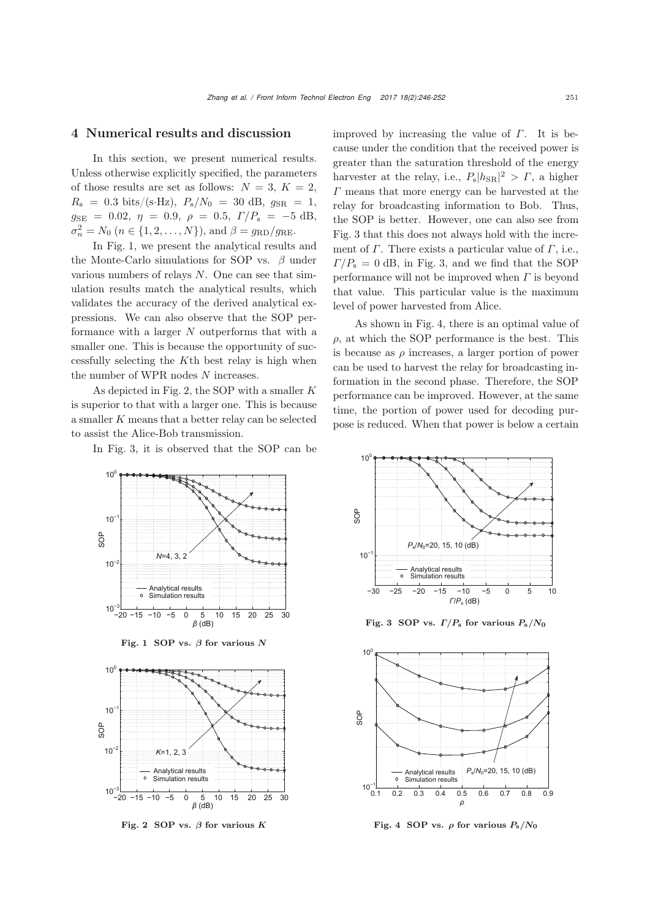## 4 Numerical results and discussion

In this section, we present numerical results. Unless otherwise explicitly specified, the parameters of those results are set as follows: $N = 3$, $K = 2$, $R_\text{s} = 0.3$ bits/(s·Hz), $P_\text{s}/N_0 = 30$ dB, $g_\text{SR} = 1$, $g_\text{SE} = 0.02$, $\eta = 0.9$, $\rho = 0.5$, $\Gamma/P_\text{s} = -5$ dB, $\sigma_n^2 = N_0$ ($n \in \{1, 2, \ldots, N\}$), and $\beta = g_\text{RD}/g_\text{RE}$.

In Fig. 1, we present the analytical results and the Monte-Carlo simulations for SOP vs. $\beta$ under various numbers of relays $N$. One can see that simulation results match the analytical results, which validates the accuracy of the derived analytical expressions. We can also observe that the SOP performance with a larger $N$ outperforms that with a smaller one. This is because the opportunity of successfully selecting the $K$th best relay is high when the number of WPR nodes $N$ increases.

As depicted in Fig. 2, the SOP with a smaller $K$ is superior to that with a larger one. This is because a smaller $K$ means that a better relay can be selected to assist the Alice-Bob transmission.

In Fig. 3, it is observed that the SOP can be improved by increasing the value of $\Gamma$. It is because under the condition that the received power is greater than the saturation threshold of the energy harvester at the relay, i.e., $P_\text{s}|h_\text{SR}|^2 > \Gamma$, a higher $\Gamma$ means that more energy can be harvested at the relay for broadcasting information to Bob. Thus, the SOP is better. However, one can also see from Fig. 3 that this does not always hold with the increment of $\Gamma$. There exists a particular value of $\Gamma$, i.e., $\Gamma/P_\text{s} = 0$ dB, in Fig. 3, and we find that the SOP performance will not be improved when $\Gamma$ is beyond that value. This particular value is the maximum level of power harvested from Alice.

As shown in Fig. 4, there is an optimal value of $\rho$, at which the SOP performance is the best. This is because as $\rho$ increases, a larger portion of power can be used to harvest the relay for broadcasting information in the second phase. Therefore, the SOP performance can be improved. However, at the same time, the portion of power used for decoding purpose is reduced. When that power is below a certain

**Fig. 1 SOP vs. $\beta$ for various $N$**

**Fig. 2 SOP vs. $\beta$ for various $K$**

**Fig. 3 SOP vs. $\Gamma/P_\text{s}$ for various $P_\text{s}/N_0$**

**Fig. 4 SOP vs. $\rho$ for various $P_\text{s}/N_0$**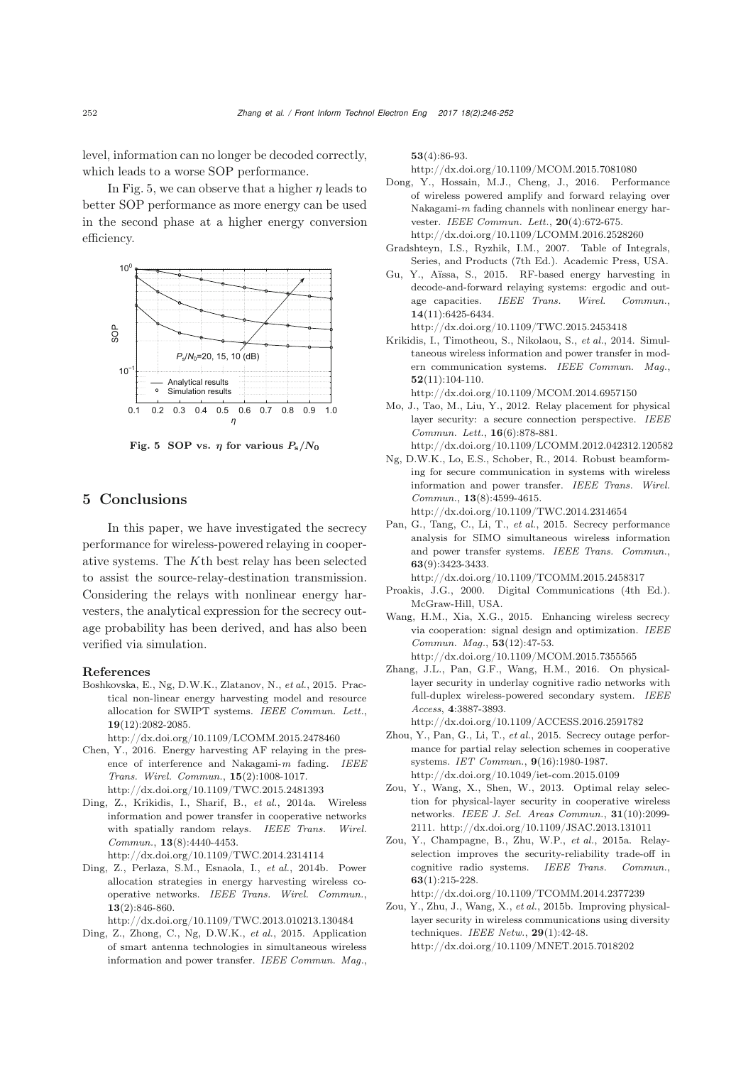level, information can no longer be decoded correctly, which leads to a worse SOP performance.

In Fig. 5, we can observe that a higher $\eta$ leads to better SOP performance as more energy can be used in the second phase at a higher energy conversion efficiency.

$10^0$
SOP
$10^{-1}$
$P_s/N_0$=20, 15, 10 (dB)
Analytical results
Simulation results
0.1 0.2 0.3 0.4 0.5 0.6 0.7 0.8 0.9 1.0
$\eta$

**Fig. 5 SOP vs. $\eta$ for various $P_s/N_0$**

## 5 Conclusions

In this paper, we have investigated the secrecy performance for wireless-powered relaying in cooperative systems. The $K$th best relay has been selected to assist the source-relay-destination transmission. Considering the relays with nonlinear energy harvesters, the analytical expression for the secrecy outage probability has been derived, and has also been verified via simulation.

### References

Boshkovska, E., Ng, D.W.K., Zlatanov, N., *et al.*, 2015. Practical non-linear energy harvesting model and resource allocation for SWIPT systems. *IEEE Commun. Lett.*, **19**(12):2082-2085. http://dx.doi.org/10.1109/LCOMM.2015.2478460

Chen, Y., 2016. Energy harvesting AF relaying in the presence of interference and Nakagami-*m* fading. *IEEE Trans. Wirel. Commun.*, **15**(2):1008-1017. http://dx.doi.org/10.1109/TWC.2015.2481393

Ding, Z., Krikidis, I., Sharif, B., *et al.*, 2014a. Wireless information and power transfer in cooperative networks with spatially random relays. *IEEE Trans. Wirel. Commun.*, **13**(8):4440-4453. http://dx.doi.org/10.1109/TWC.2014.2314114

Ding, Z., Perlaza, S.M., Esnaola, I., *et al.*, 2014b. Power allocation strategies in energy harvesting wireless cooperative networks. *IEEE Trans. Wirel. Commun.*, **13**(2):846-860. http://dx.doi.org/10.1109/TWC.2013.010213.130484

Ding, Z., Zhong, C., Ng, D.W.K., *et al.*, 2015. Application of smart antenna technologies in simultaneous wireless information and power transfer. *IEEE Commun. Mag.*, **53**(4):86-93. http://dx.doi.org/10.1109/MCOM.2015.7081080

Dong, Y., Hossain, M.J., Cheng, J., 2016. Performance of wireless powered amplify and forward relaying over Nakagami-*m* fading channels with nonlinear energy harvester. *IEEE Commun. Lett.*, **20**(4):672-675. http://dx.doi.org/10.1109/LCOMM.2016.2528260

Gradshteyn, I.S., Ryzhik, I.M., 2007. Table of Integrals, Series, and Products (7th Ed.). Academic Press, USA.

Gu, Y., Aïssa, S., 2015. RF-based energy harvesting in decode-and-forward relaying systems: ergodic and outage capacities. *IEEE Trans. Wirel. Commun.*, **14**(11):6425-6434. http://dx.doi.org/10.1109/TWC.2015.2453418

Krikidis, I., Timotheou, S., Nikolaou, S., *et al.*, 2014. Simultaneous wireless information and power transfer in modern communication systems. *IEEE Commun. Mag.*, **52**(11):104-110. http://dx.doi.org/10.1109/MCOM.2014.6957150

Mo, J., Tao, M., Liu, Y., 2012. Relay placement for physical layer security: a secure connection perspective. *IEEE Commun. Lett.*, **16**(6):878-881. http://dx.doi.org/10.1109/LCOMM.2012.042312.120582

Ng, D.W.K., Lo, E.S., Schober, R., 2014. Robust beamforming for secure communication in systems with wireless information and power transfer. *IEEE Trans. Wirel. Commun.*, **13**(8):4599-4615. http://dx.doi.org/10.1109/TWC.2014.2314654

Pan, G., Tang, C., Li, T., *et al.*, 2015. Secrecy performance analysis for SIMO simultaneous wireless information and power transfer systems. *IEEE Trans. Commun.*, **63**(9):3423-3433. http://dx.doi.org/10.1109/TCOMM.2015.2458317

Proakis, J.G., 2000. Digital Communications (4th Ed.). McGraw-Hill, USA.

Wang, H.M., Xia, X.G., 2015. Enhancing wireless secrecy via cooperation: signal design and optimization. *IEEE Commun. Mag.*, **53**(12):47-53. http://dx.doi.org/10.1109/MCOM.2015.7355565

Zhang, J.L., Pan, G.F., Wang, H.M., 2016. On physical-layer security in underlay cognitive radio networks with full-duplex wireless-powered secondary system. *IEEE Access*, **4**:3887-3893. http://dx.doi.org/10.1109/ACCESS.2016.2591782

Zhou, Y., Pan, G., Li, T., *et al.*, 2015. Secrecy outage performance for partial relay selection schemes in cooperative systems. *IET Commun.*, **9**(16):1980-1987. http://dx.doi.org/10.1049/iet-com.2015.0109

Zou, Y., Wang, X., Shen, W., 2013. Optimal relay selection for physical-layer security in cooperative wireless networks. *IEEE J. Sel. Areas Commun.*, **31**(10):2099-2111. http://dx.doi.org/10.1109/JSAC.2013.131011

Zou, Y., Champagne, B., Zhu, W.P., *et al.*, 2015a. Relay-selection improves the security-reliability trade-off in cognitive radio systems. *IEEE Trans. Commun.*, **63**(1):215-228. http://dx.doi.org/10.1109/TCOMM.2014.2377239

Zou, Y., Zhu, J., Wang, X., *et al.*, 2015b. Improving physical-layer security in wireless communications using diversity techniques. *IEEE Netw.*, **29**(1):42-48. http://dx.doi.org/10.1109/MNET.2015.7018202